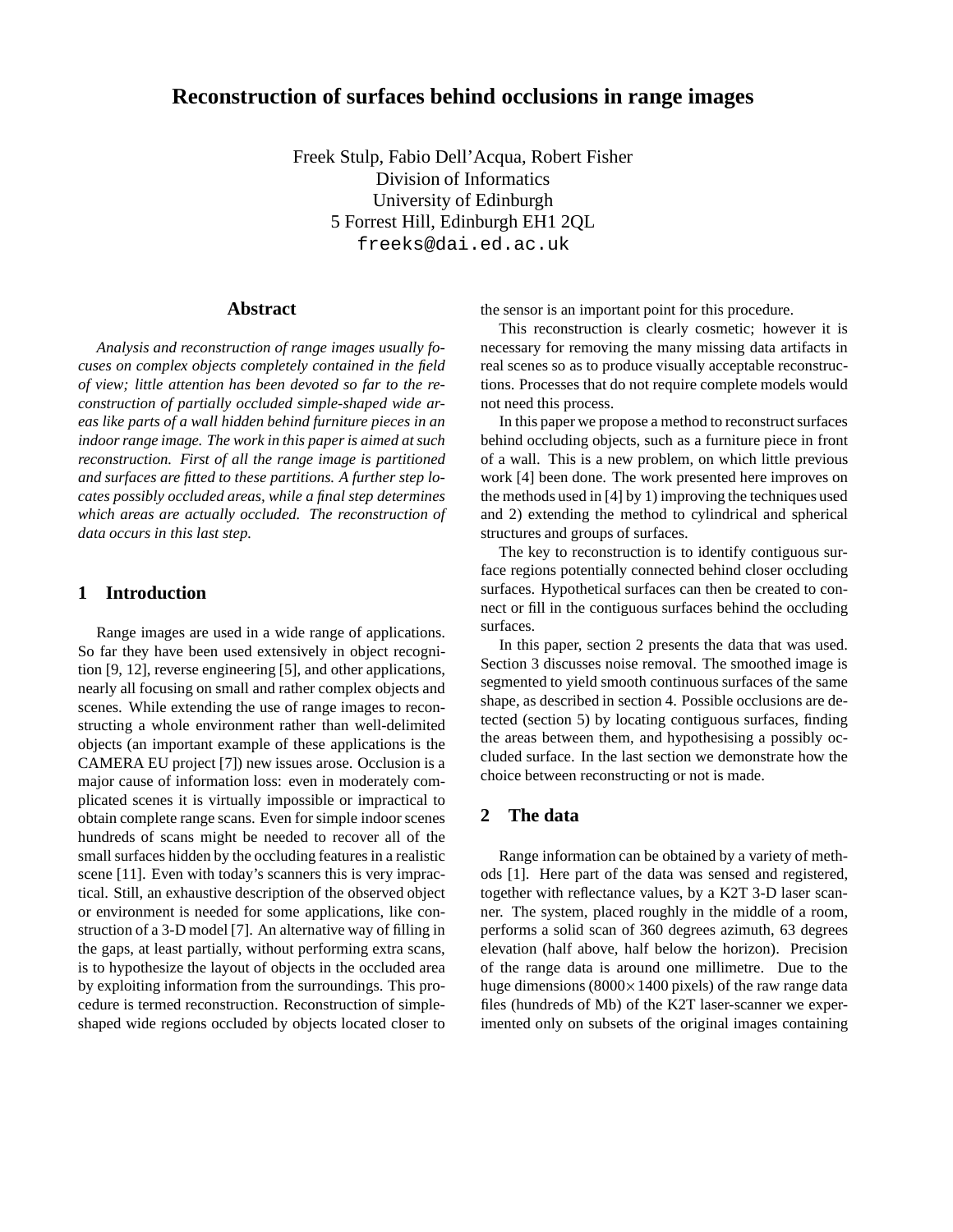# Reconstruction of surfaces behind occlusions in range images

Freek Stulp, Fabio Dell'Acqua, Robert Fisher
Division of Informatics
University of Edinburgh
5 Forrest Hill, Edinburgh EH1 2QL
freeks@dai.ed.ac.uk

## Abstract

*Analysis and reconstruction of range images usually focuses on complex objects completely contained in the field of view; little attention has been devoted so far to the reconstruction of partially occluded simple-shaped wide areas like parts of a wall hidden behind furniture pieces in an indoor range image. The work in this paper is aimed at such reconstruction. First of all the range image is partitioned and surfaces are fitted to these partitions. A further step locates possibly occluded areas, while a final step determines which areas are actually occluded. The reconstruction of data occurs in this last step.*

## 1 Introduction

Range images are used in a wide range of applications. So far they have been used extensively in object recognition [9, 12], reverse engineering [5], and other applications, nearly all focusing on small and rather complex objects and scenes. While extending the use of range images to reconstructing a whole environment rather than well-delimited objects (an important example of these applications is the CAMERA EU project [7]) new issues arose. Occlusion is a major cause of information loss: even in moderately complicated scenes it is virtually impossible or impractical to obtain complete range scans. Even for simple indoor scenes hundreds of scans might be needed to recover all of the small surfaces hidden by the occluding features in a realistic scene [11]. Even with today's scanners this is very impractical. Still, an exhaustive description of the observed object or environment is needed for some applications, like construction of a 3-D model [7]. An alternative way of filling in the gaps, at least partially, without performing extra scans, is to hypothesize the layout of objects in the occluded area by exploiting information from the surroundings. This procedure is termed reconstruction. Reconstruction of simple-shaped wide regions occluded by objects located closer to the sensor is an important point for this procedure.

This reconstruction is clearly cosmetic; however it is necessary for removing the many missing data artifacts in real scenes so as to produce visually acceptable reconstructions. Processes that do not require complete models would not need this process.

In this paper we propose a method to reconstruct surfaces behind occluding objects, such as a furniture piece in front of a wall. This is a new problem, on which little previous work [4] been done. The work presented here improves on the methods used in [4] by 1) improving the techniques used and 2) extending the method to cylindrical and spherical structures and groups of surfaces.

The key to reconstruction is to identify contiguous surface regions potentially connected behind closer occluding surfaces. Hypothetical surfaces can then be created to connect or fill in the contiguous surfaces behind the occluding surfaces.

In this paper, section 2 presents the data that was used. Section 3 discusses noise removal. The smoothed image is segmented to yield smooth continuous surfaces of the same shape, as described in section 4. Possible occlusions are detected (section 5) by locating contiguous surfaces, finding the areas between them, and hypothesising a possibly occluded surface. In the last section we demonstrate how the choice between reconstructing or not is made.

## 2 The data

Range information can be obtained by a variety of methods [1]. Here part of the data was sensed and registered, together with reflectance values, by a K2T 3-D laser scanner. The system, placed roughly in the middle of a room, performs a solid scan of 360 degrees azimuth, 63 degrees elevation (half above, half below the horizon). Precision of the range data is around one millimetre. Due to the huge dimensions ($8000 \times 1400$ pixels) of the raw range data files (hundreds of Mb) of the K2T laser-scanner we experimented only on subsets of the original images containing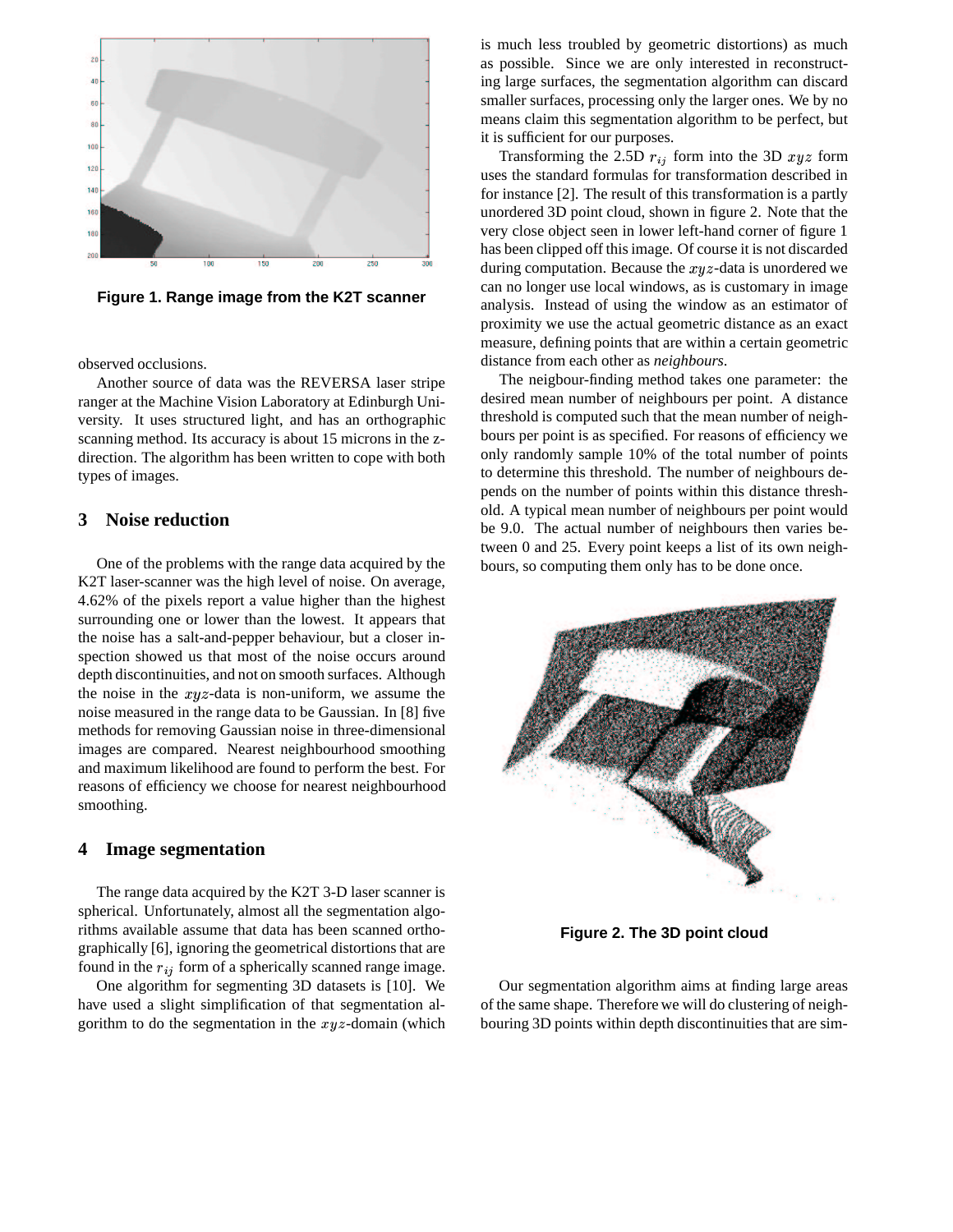Figure 1. Range image from the K2T scanner

observed occlusions.

Another source of data was the REVERSA laser stripe ranger at the Machine Vision Laboratory at Edinburgh University. It uses structured light, and has an orthographic scanning method. Its accuracy is about 15 microns in the z-direction. The algorithm has been written to cope with both types of images.

## 3 Noise reduction

One of the problems with the range data acquired by the K2T laser-scanner was the high level of noise. On average, 4.62% of the pixels report a value higher than the highest surrounding one or lower than the lowest. It appears that the noise has a salt-and-pepper behaviour, but a closer inspection showed us that most of the noise occurs around depth discontinuities, and not on smooth surfaces. Although the noise in the $xyz$-data is non-uniform, we assume the noise measured in the range data to be Gaussian. In [8] five methods for removing Gaussian noise in three-dimensional images are compared. Nearest neighbourhood smoothing and maximum likelihood are found to perform the best. For reasons of efficiency we choose for nearest neighbourhood smoothing.

## 4 Image segmentation

The range data acquired by the K2T 3-D laser scanner is spherical. Unfortunately, almost all the segmentation algorithms available assume that data has been scanned orthographically [6], ignoring the geometrical distortions that are found in the $r_{ij}$ form of a spherically scanned range image.

One algorithm for segmenting 3D datasets is [10]. We have used a slight simplification of that segmentation algorithm to do the segmentation in the $xyz$-domain (which is much less troubled by geometric distortions) as much as possible. Since we are only interested in reconstructing large surfaces, the segmentation algorithm can discard smaller surfaces, processing only the larger ones. We by no means claim this segmentation algorithm to be perfect, but it is sufficient for our purposes.

Transforming the 2.5D $r_{ij}$ form into the 3D $xyz$ form uses the standard formulas for transformation described in for instance [2]. The result of this transformation is a partly unordered 3D point cloud, shown in figure 2. Note that the very close object seen in lower left-hand corner of figure 1 has been clipped off this image. Of course it is not discarded during computation. Because the $xyz$-data is unordered we can no longer use local windows, as is customary in image analysis. Instead of using the window as an estimator of proximity we use the actual geometric distance as an exact measure, defining points that are within a certain geometric distance from each other as *neighbours*.

The neigbour-finding method takes one parameter: the desired mean number of neighbours per point. A distance threshold is computed such that the mean number of neighbours per point is as specified. For reasons of efficiency we only randomly sample 10% of the total number of points to determine this threshold. The number of neighbours depends on the number of points within this distance threshold. A typical mean number of neighbours per point would be 9.0. The actual number of neighbours then varies between 0 and 25. Every point keeps a list of its own neighbours, so computing them only has to be done once.

Figure 2. The 3D point cloud

Our segmentation algorithm aims at finding large areas of the same shape. Therefore we will do clustering of neighbouring 3D points within depth discontinuities that are sim-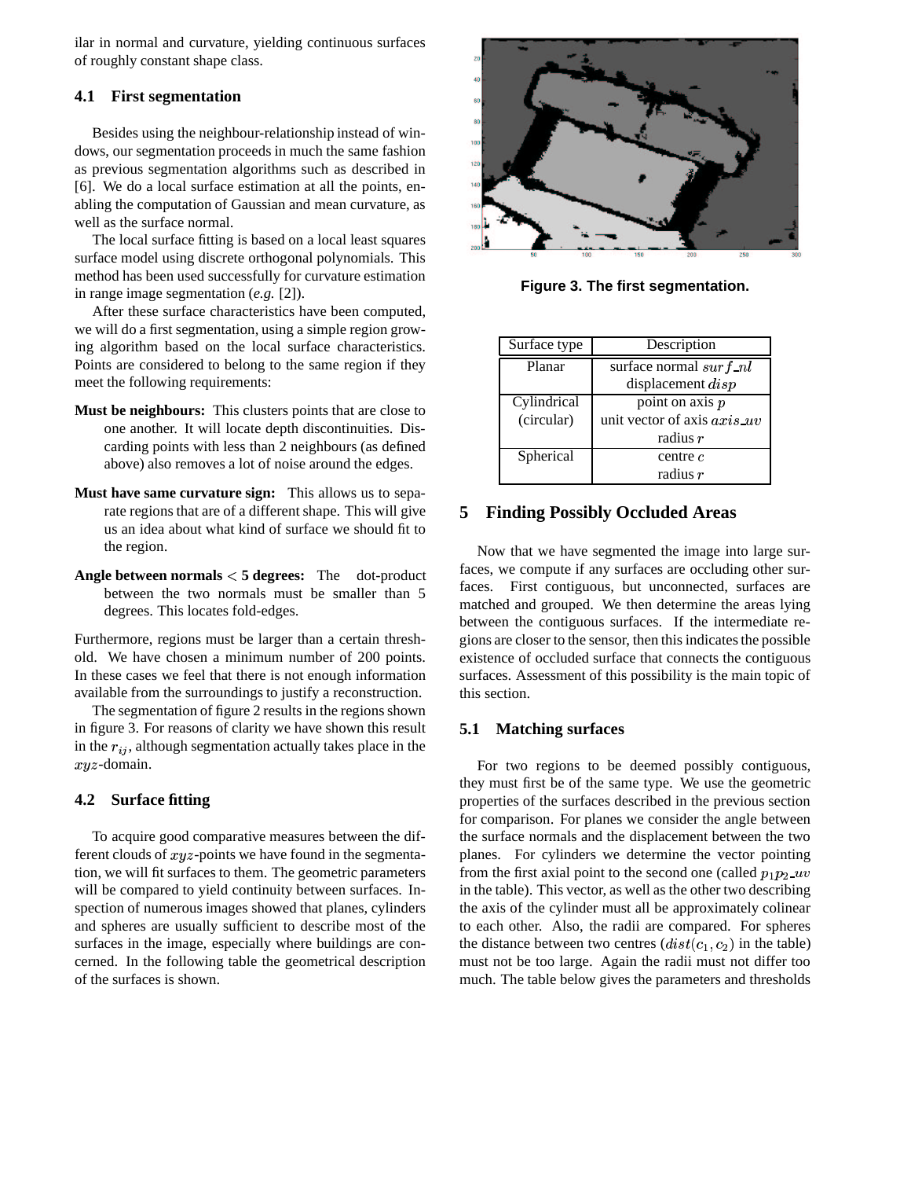ilar in normal and curvature, yielding continuous surfaces of roughly constant shape class.

### 4.1 First segmentation

Besides using the neighbour-relationship instead of windows, our segmentation proceeds in much the same fashion as previous segmentation algorithms such as described in [6]. We do a local surface estimation at all the points, enabling the computation of Gaussian and mean curvature, as well as the surface normal.

The local surface fitting is based on a local least squares surface model using discrete orthogonal polynomials. This method has been used successfully for curvature estimation in range image segmentation (*e.g.* [2]).

After these surface characteristics have been computed, we will do a first segmentation, using a simple region growing algorithm based on the local surface characteristics. Points are considered to belong to the same region if they meet the following requirements:

**Must be neighbours:** This clusters points that are close to one another. It will locate depth discontinuities. Discarding points with less than 2 neighbours (as defined above) also removes a lot of noise around the edges.

**Must have same curvature sign:** This allows us to separate regions that are of a different shape. This will give us an idea about what kind of surface we should fit to the region.

**Angle between normals $<$ 5 degrees:** The dot-product between the two normals must be smaller than 5 degrees. This locates fold-edges.

Furthermore, regions must be larger than a certain threshold. We have chosen a minimum number of 200 points. In these cases we feel that there is not enough information available from the surroundings to justify a reconstruction.

The segmentation of figure 2 results in the regions shown in figure 3. For reasons of clarity we have shown this result in the $r_{ij}$, although segmentation actually takes place in the $xyz$-domain.

### 4.2 Surface fitting

To acquire good comparative measures between the different clouds of $xyz$-points we have found in the segmentation, we will fit surfaces to them. The geometric parameters will be compared to yield continuity between surfaces. Inspection of numerous images showed that planes, cylinders and spheres are usually sufficient to describe most of the surfaces in the image, especially where buildings are concerned. In the following table the geometrical description of the surfaces is shown.

**Figure 3. The first segmentation.**

| Surface type | Description |
|---|---|
| Planar | surface normal $surf\_nl$<br>displacement $disp$ |
| Cylindrical (circular) | point on axis $p$<br>unit vector of axis $axis\_uv$<br>radius $r$ |
| Spherical | centre $c$<br>radius $r$ |

## 5 Finding Possibly Occluded Areas

Now that we have segmented the image into large surfaces, we compute if any surfaces are occluding other surfaces. First contiguous, but unconnected, surfaces are matched and grouped. We then determine the areas lying between the contiguous surfaces. If the intermediate regions are closer to the sensor, then this indicates the possible existence of occluded surface that connects the contiguous surfaces. Assessment of this possibility is the main topic of this section.

### 5.1 Matching surfaces

For two regions to be deemed possibly contiguous, they must first be of the same type. We use the geometric properties of the surfaces described in the previous section for comparison. For planes we consider the angle between the surface normals and the displacement between the two planes. For cylinders we determine the vector pointing from the first axial point to the second one (called $p_1p_2\_uv$ in the table). This vector, as well as the other two describing the axis of the cylinder must all be approximately colinear to each other. Also, the radii are compared. For spheres the distance between two centres ($dist(c_1, c_2)$ in the table) must not be too large. Again the radii must not differ too much. The table below gives the parameters and thresholds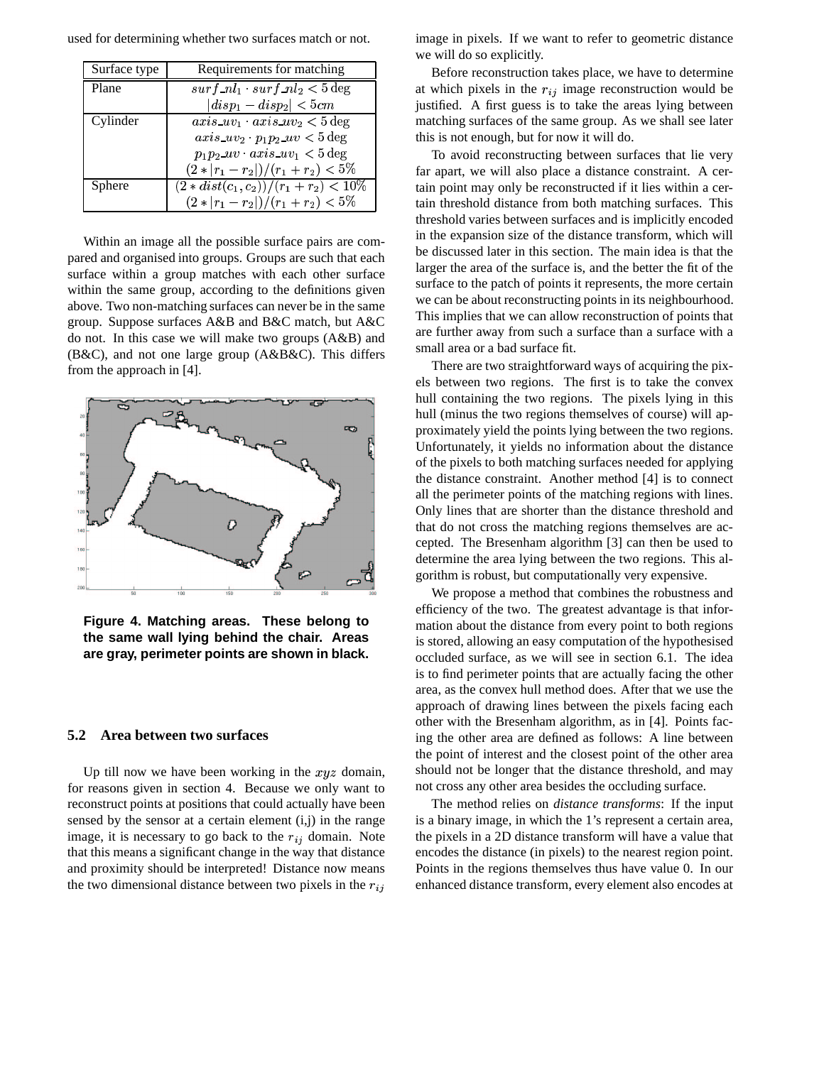used for determining whether two surfaces match or not.

| Surface type | Requirements for matching |
|---|---|
| Plane | $surf\_nl_1 \cdot surf\_nl_2 < 5\deg$ |
| | $\|disp_1 - disp_2\| < 5cm$ |
| Cylinder | $axis\_uv_1 \cdot axis\_uv_2 < 5\deg$ |
| | $axis\_uv_2 \cdot p_1p_2\_uv < 5\deg$ |
| | $p_1p_2\_uv \cdot axis\_uv_1 < 5\deg$ |
| | $(2 * \|r_1 - r_2\|)/(r_1 + r_2) < 5\%$ |
| Sphere | $(2 * dist(c_1, c_2))/(r_1 + r_2) < 10\%$ |
| | $(2 * \|r_1 - r_2\|)/(r_1 + r_2) < 5\%$ |

Within an image all the possible surface pairs are compared and organised into groups. Groups are such that each surface within a group matches with each other surface within the same group, according to the definitions given above. Two non-matching surfaces can never be in the same group. Suppose surfaces A&B and B&C match, but A&C do not. In this case we will make two groups (A&B) and (B&C), and not one large group (A&B&C). This differs from the approach in [4].

**Figure 4. Matching areas. These belong to the same wall lying behind the chair. Areas are gray, perimeter points are shown in black.**

### 5.2 Area between two surfaces

Up till now we have been working in the $xyz$ domain, for reasons given in section 4. Because we only want to reconstruct points at positions that could actually have been sensed by the sensor at a certain element (i,j) in the range image, it is necessary to go back to the $r_{ij}$ domain. Note that this means a significant change in the way that distance and proximity should be interpreted! Distance now means the two dimensional distance between two pixels in the $r_{ij}$ image in pixels. If we want to refer to geometric distance we will do so explicitly.

Before reconstruction takes place, we have to determine at which pixels in the $r_{ij}$ image reconstruction would be justified. A first guess is to take the areas lying between matching surfaces of the same group. As we shall see later this is not enough, but for now it will do.

To avoid reconstructing between surfaces that lie very far apart, we will also place a distance constraint. A certain point may only be reconstructed if it lies within a certain threshold distance from both matching surfaces. This threshold varies between surfaces and is implicitly encoded in the expansion size of the distance transform, which will be discussed later in this section. The main idea is that the larger the area of the surface is, and the better the fit of the surface to the patch of points it represents, the more certain we can be about reconstructing points in its neighbourhood. This implies that we can allow reconstruction of points that are further away from such a surface than a surface with a small area or a bad surface fit.

There are two straightforward ways of acquiring the pixels between two regions. The first is to take the convex hull containing the two regions. The pixels lying in this hull (minus the two regions themselves of course) will approximately yield the points lying between the two regions. Unfortunately, it yields no information about the distance of the pixels to both matching surfaces needed for applying the distance constraint. Another method [4] is to connect all the perimeter points of the matching regions with lines. Only lines that are shorter than the distance threshold and that do not cross the matching regions themselves are accepted. The Bresenham algorithm [3] can then be used to determine the area lying between the two regions. This algorithm is robust, but computationally very expensive.

We propose a method that combines the robustness and efficiency of the two. The greatest advantage is that information about the distance from every point to both regions is stored, allowing an easy computation of the hypothesised occluded surface, as we will see in section 6.1. The idea is to find perimeter points that are actually facing the other area, as the convex hull method does. After that we use the approach of drawing lines between the pixels facing each other with the Bresenham algorithm, as in [4]. Points facing the other area are defined as follows: A line between the point of interest and the closest point of the other area should not be longer that the distance threshold, and may not cross any other area besides the occluding surface.

The method relies on *distance transforms*: If the input is a binary image, in which the 1's represent a certain area, the pixels in a 2D distance transform will have a value that encodes the distance (in pixels) to the nearest region point. Points in the regions themselves thus have value 0. In our enhanced distance transform, every element also encodes at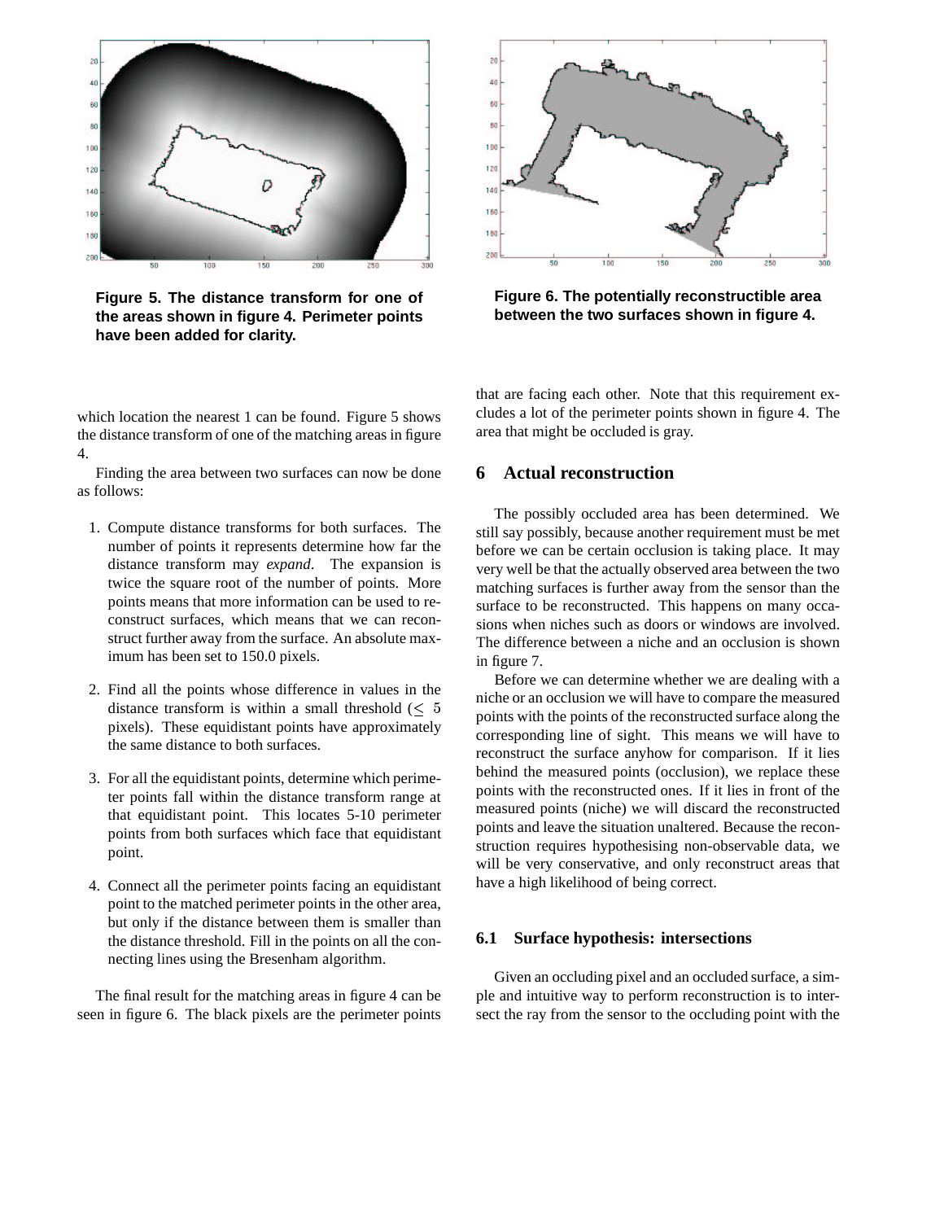Figure 5. The distance transform for one of the areas shown in figure 4. Perimeter points have been added for clarity.

Figure 6. The potentially reconstructible area between the two surfaces shown in figure 4.

which location the nearest 1 can be found. Figure 5 shows the distance transform of one of the matching areas in figure 4.

Finding the area between two surfaces can now be done as follows:

1. Compute distance transforms for both surfaces. The number of points it represents determine how far the distance transform may *expand*. The expansion is twice the square root of the number of points. More points means that more information can be used to reconstruct surfaces, which means that we can reconstruct further away from the surface. An absolute maximum has been set to 150.0 pixels.

2. Find all the points whose difference in values in the distance transform is within a small threshold ($\leq 5$ pixels). These equidistant points have approximately the same distance to both surfaces.

3. For all the equidistant points, determine which perimeter points fall within the distance transform range at that equidistant point. This locates 5-10 perimeter points from both surfaces which face that equidistant point.

4. Connect all the perimeter points facing an equidistant point to the matched perimeter points in the other area, but only if the distance between them is smaller than the distance threshold. Fill in the points on all the connecting lines using the Bresenham algorithm.

The final result for the matching areas in figure 4 can be seen in figure 6. The black pixels are the perimeter points that are facing each other. Note that this requirement excludes a lot of the perimeter points shown in figure 4. The area that might be occluded is gray.

## 6 Actual reconstruction

The possibly occluded area has been determined. We still say possibly, because another requirement must be met before we can be certain occlusion is taking place. It may very well be that the actually observed area between the two matching surfaces is further away from the sensor than the surface to be reconstructed. This happens on many occasions when niches such as doors or windows are involved. The difference between a niche and an occlusion is shown in figure 7.

Before we can determine whether we are dealing with a niche or an occlusion we will have to compare the measured points with the points of the reconstructed surface along the corresponding line of sight. This means we will have to reconstruct the surface anyhow for comparison. If it lies behind the measured points (occlusion), we replace these points with the reconstructed ones. If it lies in front of the measured points (niche) we will discard the reconstructed points and leave the situation unaltered. Because the reconstruction requires hypothesising non-observable data, we will be very conservative, and only reconstruct areas that have a high likelihood of being correct.

### 6.1 Surface hypothesis: intersections

Given an occluding pixel and an occluded surface, a simple and intuitive way to perform reconstruction is to intersect the ray from the sensor to the occluding point with the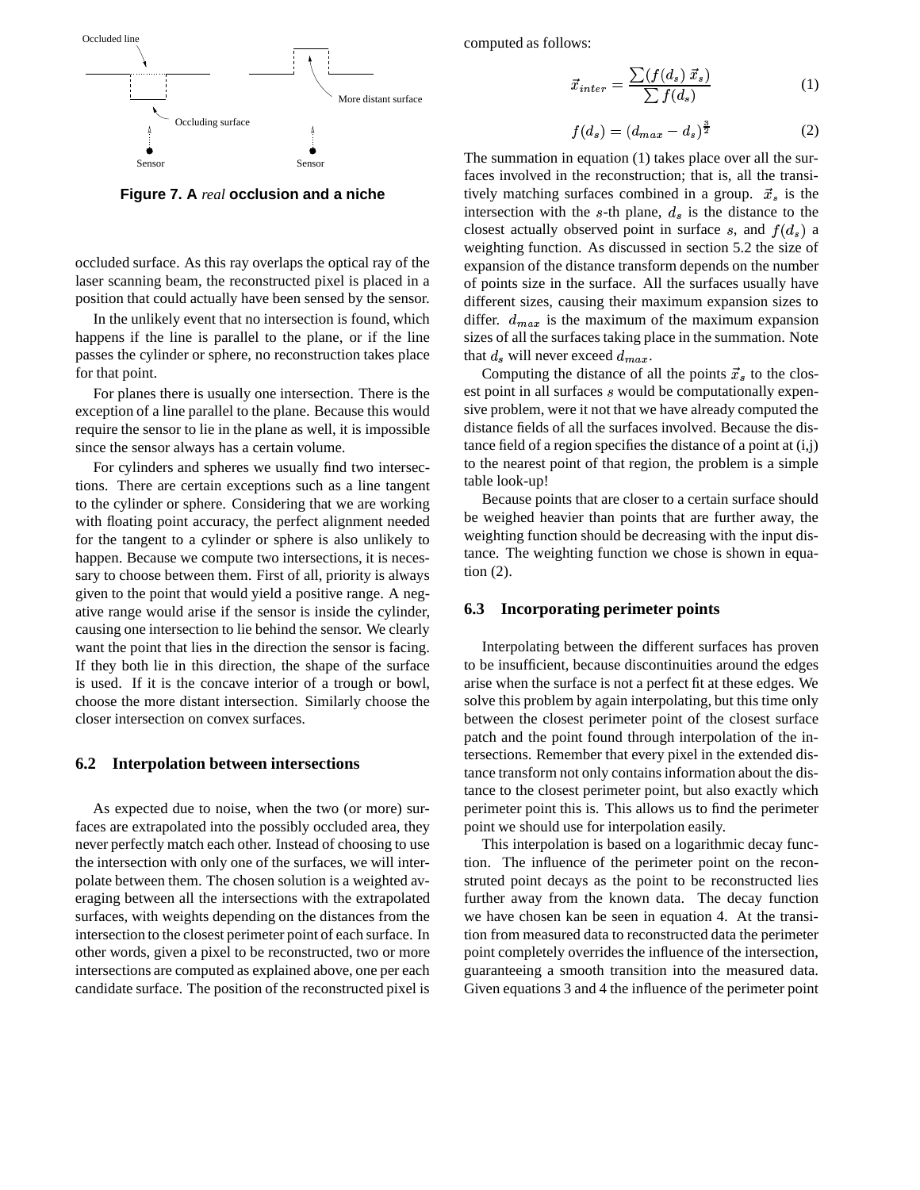Occluded line

Occluding surface

More distant surface

Sensor

Sensor

**Figure 7. A *real* occlusion and a niche**

occluded surface. As this ray overlaps the optical ray of the laser scanning beam, the reconstructed pixel is placed in a position that could actually have been sensed by the sensor.

In the unlikely event that no intersection is found, which happens if the line is parallel to the plane, or if the line passes the cylinder or sphere, no reconstruction takes place for that point.

For planes there is usually one intersection. There is the exception of a line parallel to the plane. Because this would require the sensor to lie in the plane as well, it is impossible since the sensor always has a certain volume.

For cylinders and spheres we usually find two intersections. There are certain exceptions such as a line tangent to the cylinder or sphere. Considering that we are working with floating point accuracy, the perfect alignment needed for the tangent to a cylinder or sphere is also unlikely to happen. Because we compute two intersections, it is necessary to choose between them. First of all, priority is always given to the point that would yield a positive range. A negative range would arise if the sensor is inside the cylinder, causing one intersection to lie behind the sensor. We clearly want the point that lies in the direction the sensor is facing. If they both lie in this direction, the shape of the surface is used. If it is the concave interior of a trough or bowl, choose the more distant intersection. Similarly choose the closer intersection on convex surfaces.

### 6.2 Interpolation between intersections

As expected due to noise, when the two (or more) surfaces are extrapolated into the possibly occluded area, they never perfectly match each other. Instead of choosing to use the intersection with only one of the surfaces, we will interpolate between them. The chosen solution is a weighted averaging between all the intersections with the extrapolated surfaces, with weights depending on the distances from the intersection to the closest perimeter point of each surface. In other words, given a pixel to be reconstructed, two or more intersections are computed as explained above, one per each candidate surface. The position of the reconstructed pixel is computed as follows:

$$\vec{x}_{inter} = \frac{\sum(f(d_s)\ \vec{x}_s)}{\sum f(d_s)} \tag{1}$$

$$f(d_s) = (d_{max} - d_s)^{\frac{3}{2}} \tag{2}$$

The summation in equation (1) takes place over all the surfaces involved in the reconstruction; that is, all the transitively matching surfaces combined in a group. $\vec{x}_s$ is the intersection with the $s$-th plane, $d_s$ is the distance to the closest actually observed point in surface $s$, and $f(d_s)$ a weighting function. As discussed in section 5.2 the size of expansion of the distance transform depends on the number of points size in the surface. All the surfaces usually have different sizes, causing their maximum expansion sizes to differ. $d_{max}$ is the maximum of the maximum expansion sizes of all the surfaces taking place in the summation. Note that $d_s$ will never exceed $d_{max}$.

Computing the distance of all the points $\vec{x}_s$ to the closest point in all surfaces $s$ would be computationally expensive problem, were it not that we have already computed the distance fields of all the surfaces involved. Because the distance field of a region specifies the distance of a point at (i,j) to the nearest point of that region, the problem is a simple table look-up!

Because points that are closer to a certain surface should be weighed heavier than points that are further away, the weighting function should be decreasing with the input distance. The weighting function we chose is shown in equation (2).

### 6.3 Incorporating perimeter points

Interpolating between the different surfaces has proven to be insufficient, because discontinuities around the edges arise when the surface is not a perfect fit at these edges. We solve this problem by again interpolating, but this time only between the closest perimeter point of the closest surface patch and the point found through interpolation of the intersections. Remember that every pixel in the extended distance transform not only contains information about the distance to the closest perimeter point, but also exactly which perimeter point this is. This allows us to find the perimeter point we should use for interpolation easily.

This interpolation is based on a logarithmic decay function. The influence of the perimeter point on the reconstruted point decays as the point to be reconstructed lies further away from the known data. The decay function we have chosen kan be seen in equation 4. At the transition from measured data to reconstructed data the perimeter point completely overrides the influence of the intersection, guaranteeing a smooth transition into the measured data. Given equations 3 and 4 the influence of the perimeter point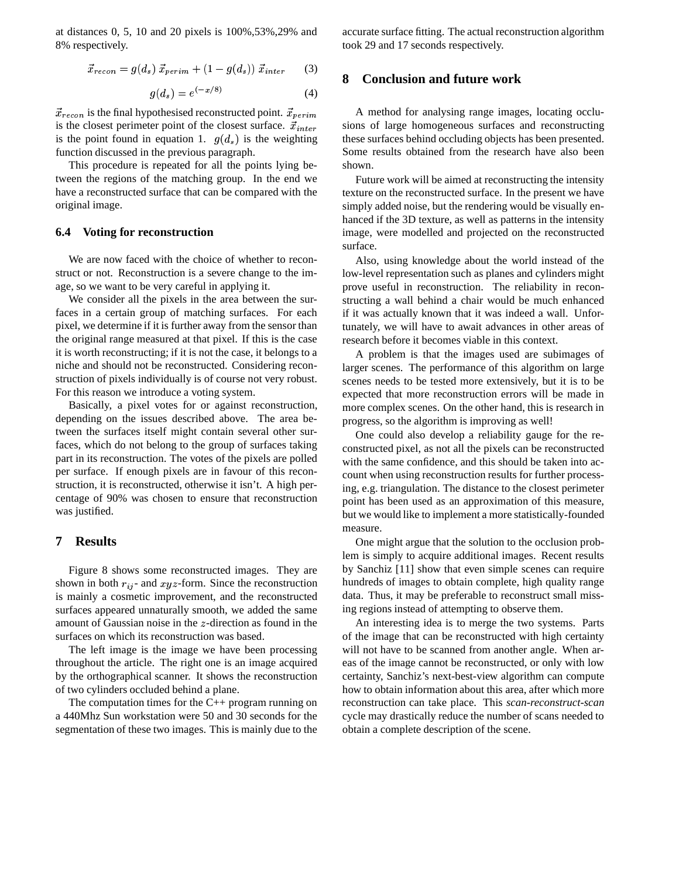at distances 0, 5, 10 and 20 pixels is 100%,53%,29% and 8% respectively.

$$\vec{x}_{recon} = g(d_s)\, \vec{x}_{perim} + (1 - g(d_s))\, \vec{x}_{inter} \qquad (3)$$

$$g(d_s) = e^{(-x/8)} \qquad (4)$$

$\vec{x}_{recon}$ is the final hypothesised reconstructed point. $\vec{x}_{perim}$ is the closest perimeter point of the closest surface. $\vec{x}_{inter}$ is the point found in equation 1. $g(d_s)$ is the weighting function discussed in the previous paragraph.

This procedure is repeated for all the points lying between the regions of the matching group. In the end we have a reconstructed surface that can be compared with the original image.

### 6.4 Voting for reconstruction

We are now faced with the choice of whether to reconstruct or not. Reconstruction is a severe change to the image, so we want to be very careful in applying it.

We consider all the pixels in the area between the surfaces in a certain group of matching surfaces. For each pixel, we determine if it is further away from the sensor than the original range measured at that pixel. If this is the case it is worth reconstructing; if it is not the case, it belongs to a niche and should not be reconstructed. Considering reconstruction of pixels individually is of course not very robust. For this reason we introduce a voting system.

Basically, a pixel votes for or against reconstruction, depending on the issues described above. The area between the surfaces itself might contain several other surfaces, which do not belong to the group of surfaces taking part in its reconstruction. The votes of the pixels are polled per surface. If enough pixels are in favour of this reconstruction, it is reconstructed, otherwise it isn't. A high percentage of 90% was chosen to ensure that reconstruction was justified.

## 7 Results

Figure 8 shows some reconstructed images. They are shown in both $r_{ij}$- and $xyz$-form. Since the reconstruction is mainly a cosmetic improvement, and the reconstructed surfaces appeared unnaturally smooth, we added the same amount of Gaussian noise in the $z$-direction as found in the surfaces on which its reconstruction was based.

The left image is the image we have been processing throughout the article. The right one is an image acquired by the orthographical scanner. It shows the reconstruction of two cylinders occluded behind a plane.

The computation times for the C++ program running on a 440Mhz Sun workstation were 50 and 30 seconds for the segmentation of these two images. This is mainly due to the accurate surface fitting. The actual reconstruction algorithm took 29 and 17 seconds respectively.

## 8 Conclusion and future work

A method for analysing range images, locating occlusions of large homogeneous surfaces and reconstructing these surfaces behind occluding objects has been presented. Some results obtained from the research have also been shown.

Future work will be aimed at reconstructing the intensity texture on the reconstructed surface. In the present we have simply added noise, but the rendering would be visually enhanced if the 3D texture, as well as patterns in the intensity image, were modelled and projected on the reconstructed surface.

Also, using knowledge about the world instead of the low-level representation such as planes and cylinders might prove useful in reconstruction. The reliability in reconstructing a wall behind a chair would be much enhanced if it was actually known that it was indeed a wall. Unfortunately, we will have to await advances in other areas of research before it becomes viable in this context.

A problem is that the images used are subimages of larger scenes. The performance of this algorithm on large scenes needs to be tested more extensively, but it is to be expected that more reconstruction errors will be made in more complex scenes. On the other hand, this is research in progress, so the algorithm is improving as well!

One could also develop a reliability gauge for the reconstructed pixel, as not all the pixels can be reconstructed with the same confidence, and this should be taken into account when using reconstruction results for further processing, e.g. triangulation. The distance to the closest perimeter point has been used as an approximation of this measure, but we would like to implement a more statistically-founded measure.

One might argue that the solution to the occlusion problem is simply to acquire additional images. Recent results by Sanchiz [11] show that even simple scenes can require hundreds of images to obtain complete, high quality range data. Thus, it may be preferable to reconstruct small missing regions instead of attempting to observe them.

An interesting idea is to merge the two systems. Parts of the image that can be reconstructed with high certainty will not have to be scanned from another angle. When areas of the image cannot be reconstructed, or only with low certainty, Sanchiz's next-best-view algorithm can compute how to obtain information about this area, after which more reconstruction can take place. This *scan-reconstruct-scan* cycle may drastically reduce the number of scans needed to obtain a complete description of the scene.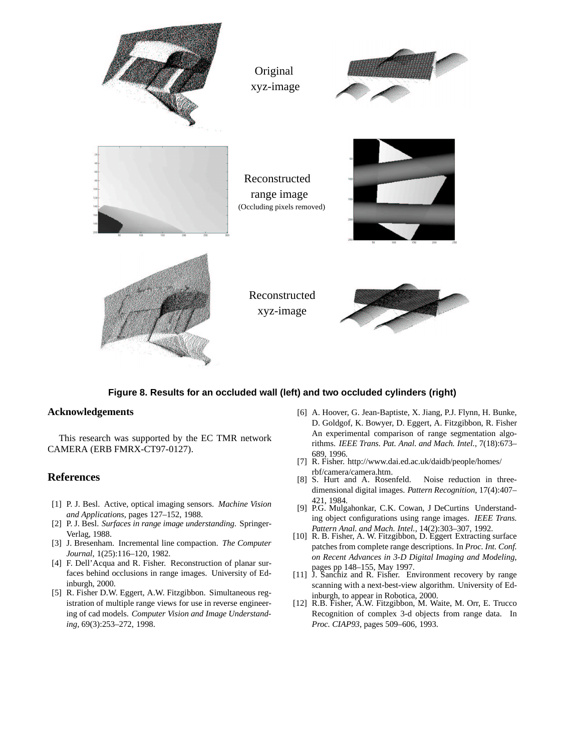Original
xyz-image

Reconstructed
range image
(Occluding pixels removed)

Reconstructed
xyz-image

**Figure 8. Results for an occluded wall (left) and two occluded cylinders (right)**

## Acknowledgements

This research was supported by the EC TMR network CAMERA (ERB FMRX-CT97-0127).

## References

[1] P. J. Besl. Active, optical imaging sensors. *Machine Vision and Applications*, pages 127–152, 1988.

[2] P. J. Besl. *Surfaces in range image understanding*. Springer-Verlag, 1988.

[3] J. Bresenham. Incremental line compaction. *The Computer Journal*, 1(25):116–120, 1982.

[4] F. Dell'Acqua and R. Fisher. Reconstruction of planar surfaces behind occlusions in range images. University of Edinburgh, 2000.

[5] R. Fisher D.W. Eggert, A.W. Fitzgibbon. Simultaneous registration of multiple range views for use in reverse engineering of cad models. *Computer Vision and Image Understanding*, 69(3):253–272, 1998.

[6] A. Hoover, G. Jean-Baptiste, X. Jiang, P.J. Flynn, H. Bunke, D. Goldgof, K. Bowyer, D. Eggert, A. Fitzgibbon, R. Fisher An experimental comparison of range segmentation algorithms. *IEEE Trans. Pat. Anal. and Mach. Intel.*, 7(18):673–689, 1996.

[7] R. Fisher. http://www.dai.ed.ac.uk/daidb/people/homes/rbf/camera/camera.htm.

[8] S. Hurt and A. Rosenfeld. Noise reduction in three-dimensional digital images. *Pattern Recognition*, 17(4):407–421, 1984.

[9] P.G. Mulgahonkar, C.K. Cowan, J DeCurtins Understanding object configurations using range images. *IEEE Trans. Pattern Anal. and Mach. Intel.*, 14(2):303–307, 1992.

[10] R. B. Fisher, A. W. Fitzgibbon, D. Eggert Extracting surface patches from complete range descriptions. In *Proc. Int. Conf. on Recent Advances in 3-D Digital Imaging and Modeling*, pages pp 148–155, May 1997.

[11] J. Sanchiz and R. Fisher. Environment recovery by range scanning with a next-best-view algorithm. University of Edinburgh, to appear in Robotica, 2000.

[12] R.B. Fisher, A.W. Fitzgibbon, M. Waite, M. Orr, E. Trucco Recognition of complex 3-d objects from range data. In *Proc. CIAP93*, pages 509–606, 1993.